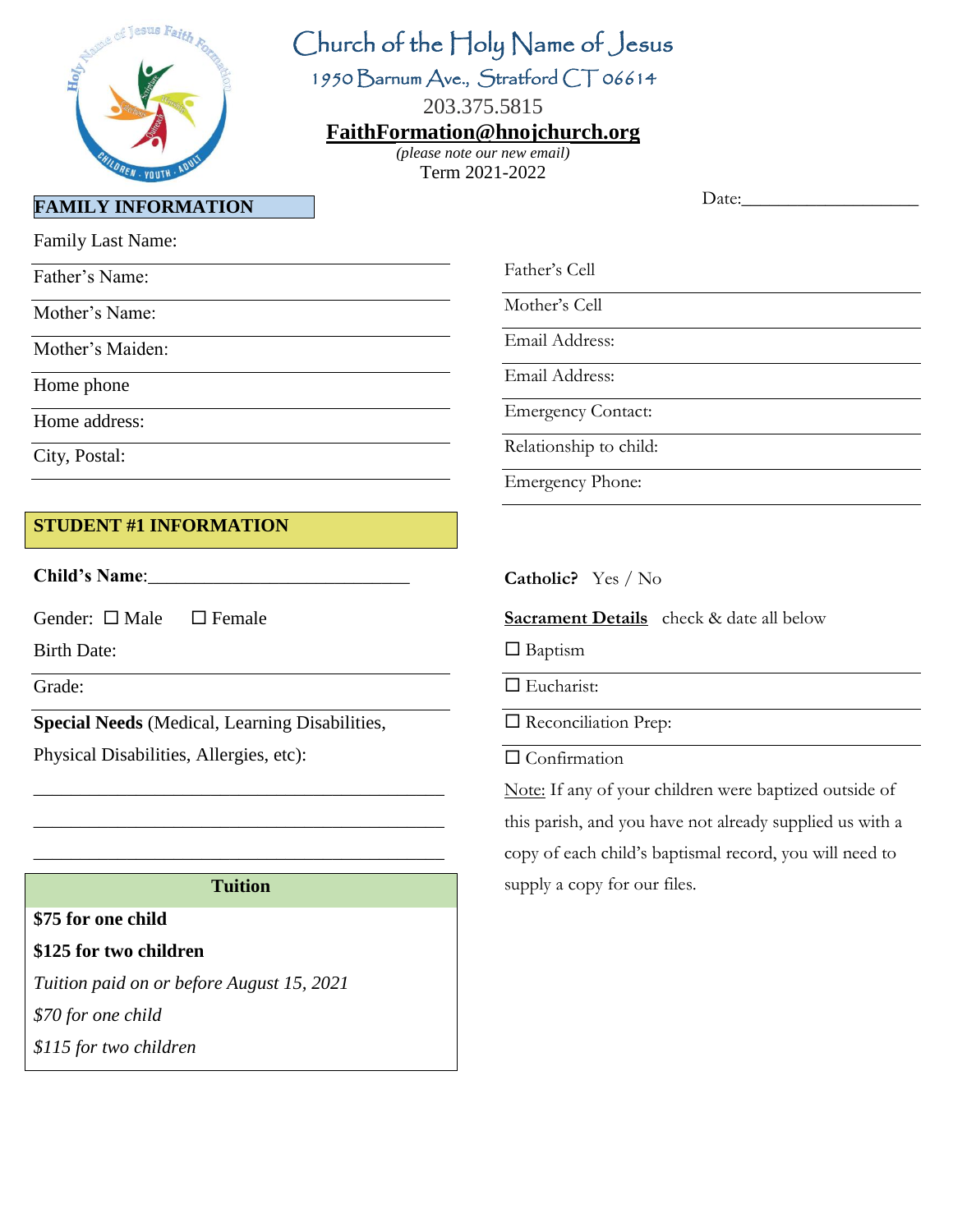# Church of the Holy Name of Jesus

1950 Barnum Ave., Stratford CT 06614

203.375.5815

**FaithFormation@hnojchurch.org**

*(please note our new email)*

Term 2021-2022

Date:___________________

## FAMILY INFORMATION

Family Last Name:

Father's Name:

Mother's Name:

Mother's Maiden:

Home phone

Home address:

City, Postal:

Father's Cell

Mother's Cell

Email Address:

Email Address:

Emergency Contact:

Relationship to child:

Emergency Phone:

## STUDENT #1 INFORMATION

**Child's Name**:____________________________

Gender: ☐ Male ☐ Female

Birth Date:

Grade:

**Special Needs** (Medical, Learning Disabilities, Physical Disabilities, Allergies, etc):

_____________________________________________

_____________________________________________

_____________________________________________

**Catholic?** Yes / No

**Sacrament Details** check & date all below

☐ Baptism

☐ Eucharist:

☐ Reconciliation Prep:

☐ Confirmation

Note: If any of your children were baptized outside of this parish, and you have not already supplied us with a copy of each child's baptismal record, you will need to supply a copy for our files.

### Tuition

**$75 for one child**

**$125 for two children**

*Tuition paid on or before August 15, 2021*

*$70 for one child*

*$115 for two children*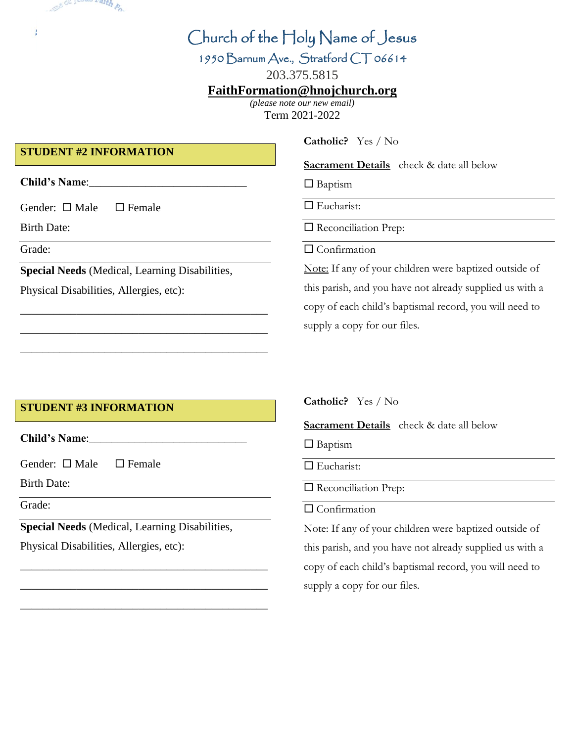# Church of the Holy Name of Jesus

1950 Barnum Ave., Stratford CT 06614

203.375.5815

**FaithFormation@hnojchurch.org**

*(please note our new email)*

Term 2021-2022

**STUDENT #2 INFORMATION**

**Child's Name**:____________________________

Gender: ☐ Male ☐ Female

Birth Date:

Grade:

**Special Needs** (Medical, Learning Disabilities, Physical Disabilities, Allergies, etc):

_____________________________________________

_____________________________________________

_____________________________________________

**Catholic?** Yes / No

**Sacrament Details** check & date all below

☐ Baptism

☐ Eucharist:

☐ Reconciliation Prep:

☐ Confirmation

Note: If any of your children were baptized outside of this parish, and you have not already supplied us with a copy of each child's baptismal record, you will need to supply a copy for our files.

**STUDENT #3 INFORMATION**

**Child's Name**:____________________________

Gender: ☐ Male ☐ Female

Birth Date:

Grade:

**Special Needs** (Medical, Learning Disabilities, Physical Disabilities, Allergies, etc):

_____________________________________________

_____________________________________________

_____________________________________________

**Catholic?** Yes / No

**Sacrament Details** check & date all below

☐ Baptism

☐ Eucharist:

☐ Reconciliation Prep:

☐ Confirmation

Note: If any of your children were baptized outside of this parish, and you have not already supplied us with a copy of each child's baptismal record, you will need to supply a copy for our files.